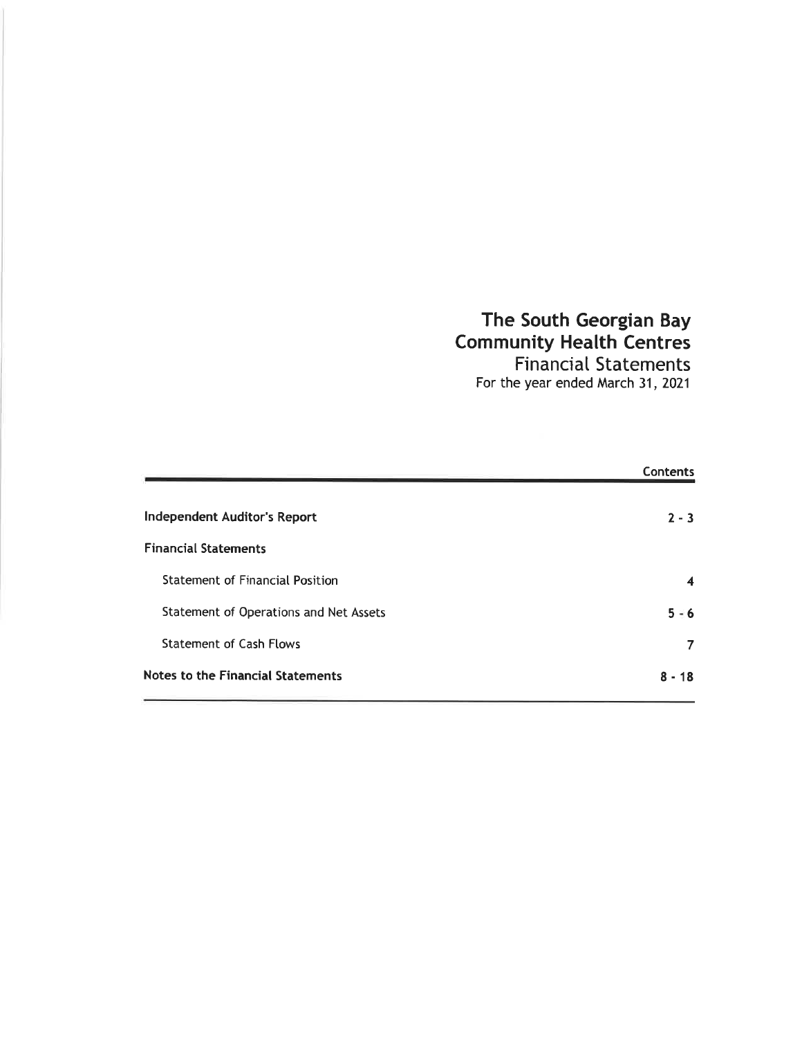# The South Georgian Bay Community Health Centres

## Financial Statements

For the year ended March 31, 2021

| | Contents |
|---|---|
| **Independent Auditor's Report** | **2 - 3** |
| **Financial Statements** | |
| Statement of Financial Position | **4** |
| Statement of Operations and Net Assets | **5 - 6** |
| Statement of Cash Flows | **7** |
| **Notes to the Financial Statements** | **8 - 18** |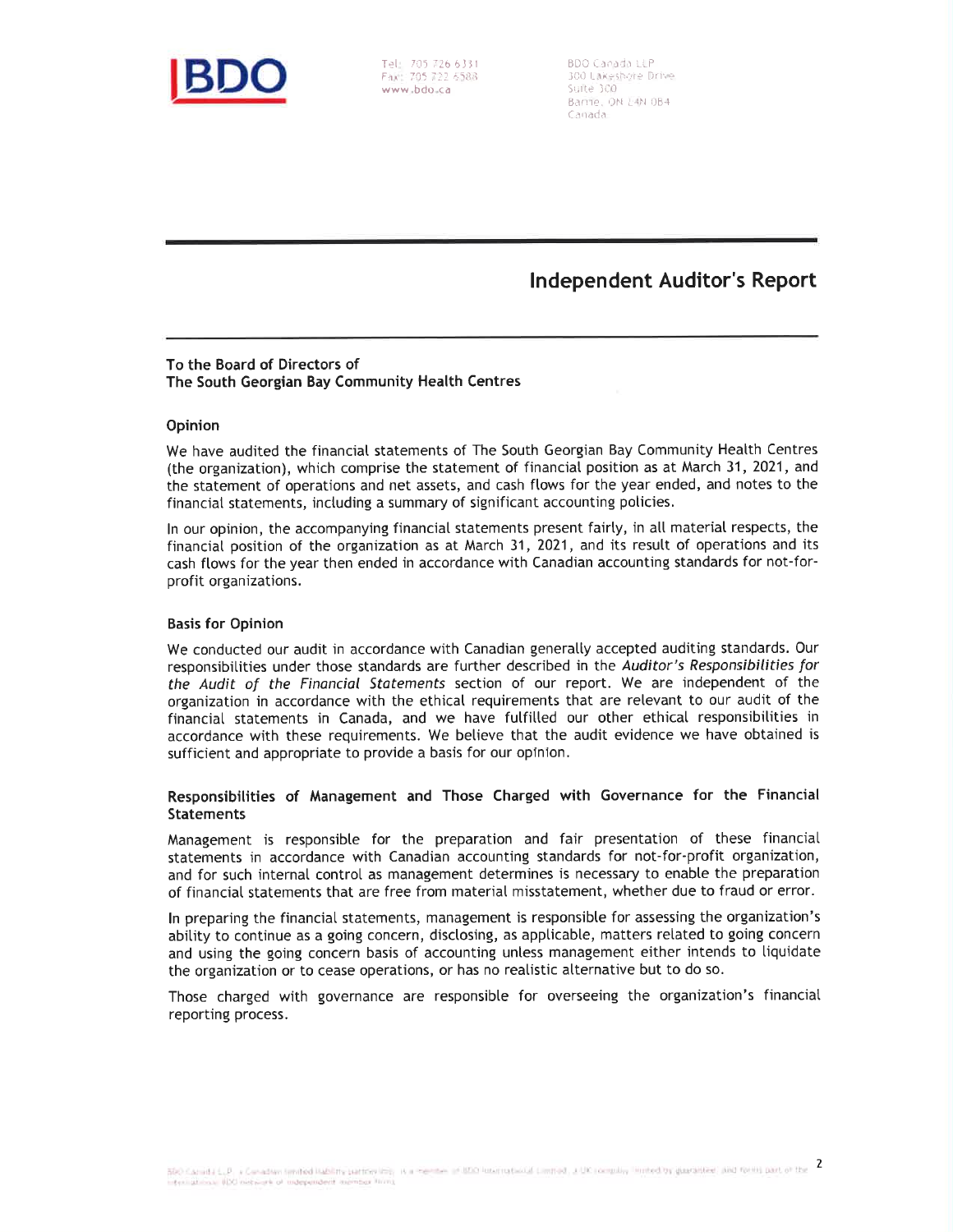BDO

Tel: 705 726 6331
Fax: 705 722 6588
www.bdo.ca

BDO Canada LLP
300 Lakeshore Drive
Suite 300
Barrie, ON L4N 0B4
Canada

# Independent Auditor's Report

**To the Board of Directors of**
**The South Georgian Bay Community Health Centres**

## Opinion

We have audited the financial statements of The South Georgian Bay Community Health Centres (the organization), which comprise the statement of financial position as at March 31, 2021, and the statement of operations and net assets, and cash flows for the year ended, and notes to the financial statements, including a summary of significant accounting policies.

In our opinion, the accompanying financial statements present fairly, in all material respects, the financial position of the organization as at March 31, 2021, and its result of operations and its cash flows for the year then ended in accordance with Canadian accounting standards for not-for-profit organizations.

## Basis for Opinion

We conducted our audit in accordance with Canadian generally accepted auditing standards. Our responsibilities under those standards are further described in the *Auditor's Responsibilities for the Audit of the Financial Statements* section of our report. We are independent of the organization in accordance with the ethical requirements that are relevant to our audit of the financial statements in Canada, and we have fulfilled our other ethical responsibilities in accordance with these requirements. We believe that the audit evidence we have obtained is sufficient and appropriate to provide a basis for our opinion.

## Responsibilities of Management and Those Charged with Governance for the Financial Statements

Management is responsible for the preparation and fair presentation of these financial statements in accordance with Canadian accounting standards for not-for-profit organization, and for such internal control as management determines is necessary to enable the preparation of financial statements that are free from material misstatement, whether due to fraud or error.

In preparing the financial statements, management is responsible for assessing the organization's ability to continue as a going concern, disclosing, as applicable, matters related to going concern and using the going concern basis of accounting unless management either intends to liquidate the organization or to cease operations, or has no realistic alternative but to do so.

Those charged with governance are responsible for overseeing the organization's financial reporting process.

BDO Canada LLP, a Canadian limited liability partnership, is a member of BDO International Limited, a UK company limited by guarantee, and forms part of the international BDO network of independent member firms.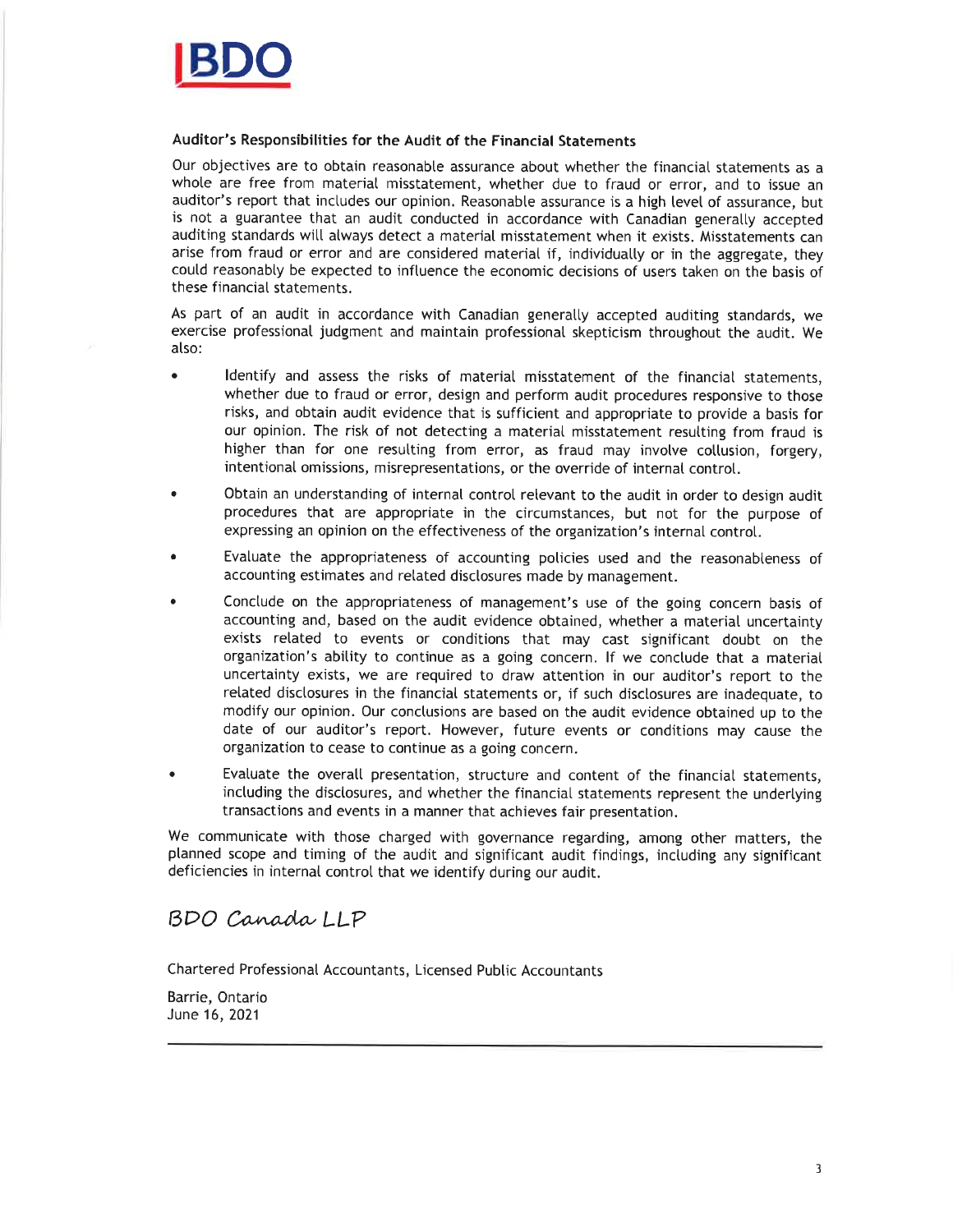### Auditor's Responsibilities for the Audit of the Financial Statements

Our objectives are to obtain reasonable assurance about whether the financial statements as a whole are free from material misstatement, whether due to fraud or error, and to issue an auditor's report that includes our opinion. Reasonable assurance is a high level of assurance, but is not a guarantee that an audit conducted in accordance with Canadian generally accepted auditing standards will always detect a material misstatement when it exists. Misstatements can arise from fraud or error and are considered material if, individually or in the aggregate, they could reasonably be expected to influence the economic decisions of users taken on the basis of these financial statements.

As part of an audit in accordance with Canadian generally accepted auditing standards, we exercise professional judgment and maintain professional skepticism throughout the audit. We also:

- Identify and assess the risks of material misstatement of the financial statements, whether due to fraud or error, design and perform audit procedures responsive to those risks, and obtain audit evidence that is sufficient and appropriate to provide a basis for our opinion. The risk of not detecting a material misstatement resulting from fraud is higher than for one resulting from error, as fraud may involve collusion, forgery, intentional omissions, misrepresentations, or the override of internal control.
- Obtain an understanding of internal control relevant to the audit in order to design audit procedures that are appropriate in the circumstances, but not for the purpose of expressing an opinion on the effectiveness of the organization's internal control.
- Evaluate the appropriateness of accounting policies used and the reasonableness of accounting estimates and related disclosures made by management.
- Conclude on the appropriateness of management's use of the going concern basis of accounting and, based on the audit evidence obtained, whether a material uncertainty exists related to events or conditions that may cast significant doubt on the organization's ability to continue as a going concern. If we conclude that a material uncertainty exists, we are required to draw attention in our auditor's report to the related disclosures in the financial statements or, if such disclosures are inadequate, to modify our opinion. Our conclusions are based on the audit evidence obtained up to the date of our auditor's report. However, future events or conditions may cause the organization to cease to continue as a going concern.
- Evaluate the overall presentation, structure and content of the financial statements, including the disclosures, and whether the financial statements represent the underlying transactions and events in a manner that achieves fair presentation.

We communicate with those charged with governance regarding, among other matters, the planned scope and timing of the audit and significant audit findings, including any significant deficiencies in internal control that we identify during our audit.

*BDO Canada LLP*

Chartered Professional Accountants, Licensed Public Accountants

Barrie, Ontario
June 16, 2021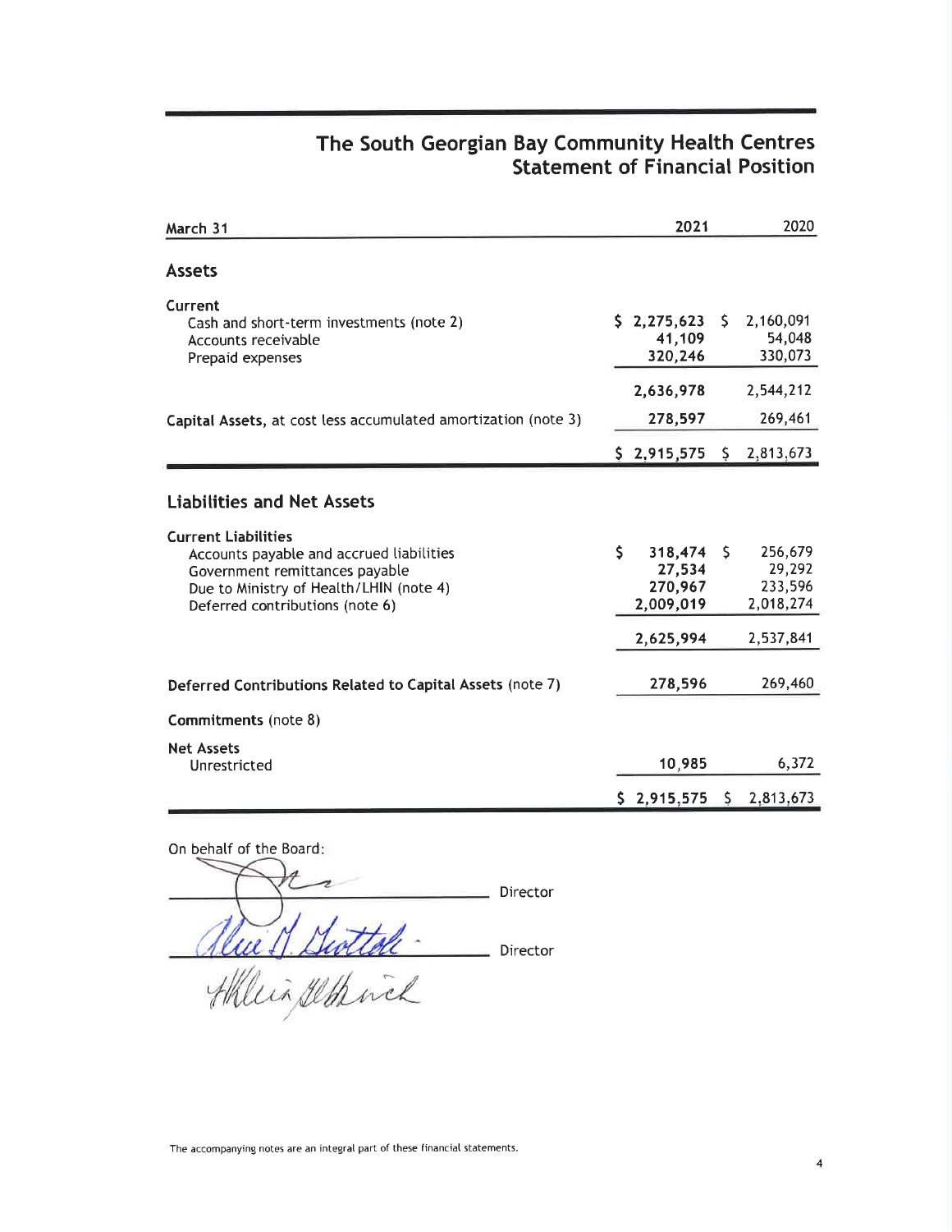# The South Georgian Bay Community Health Centres
## Statement of Financial Position

| March 31 | 2021 | 2020 |
|---|---|---|
| **Assets** | | |
| **Current** | | |
| Cash and short-term investments (note 2) | $ 2,275,623 | $ 2,160,091 |
| Accounts receivable | 41,109 | 54,048 |
| Prepaid expenses | 320,246 | 330,073 |
| | 2,636,978 | 2,544,212 |
| **Capital Assets**, at cost less accumulated amortization (note 3) | 278,597 | 269,461 |
| | $ 2,915,575 | $ 2,813,673 |
| **Liabilities and Net Assets** | | |
| **Current Liabilities** | | |
| Accounts payable and accrued liabilities | $ 318,474 | $ 256,679 |
| Government remittances payable | 27,534 | 29,292 |
| Due to Ministry of Health/LHIN (note 4) | 270,967 | 233,596 |
| Deferred contributions (note 6) | 2,009,019 | 2,018,274 |
| | 2,625,994 | 2,537,841 |
| **Deferred Contributions Related to Capital Assets** (note 7) | 278,596 | 269,460 |
| **Commitments** (note 8) | | |
| **Net Assets** | | |
| Unrestricted | 10,985 | 6,372 |
| | $ 2,915,575 | $ 2,813,673 |

On behalf of the Board:

_______________________ Director

_______________________ Director

The accompanying notes are an integral part of these financial statements.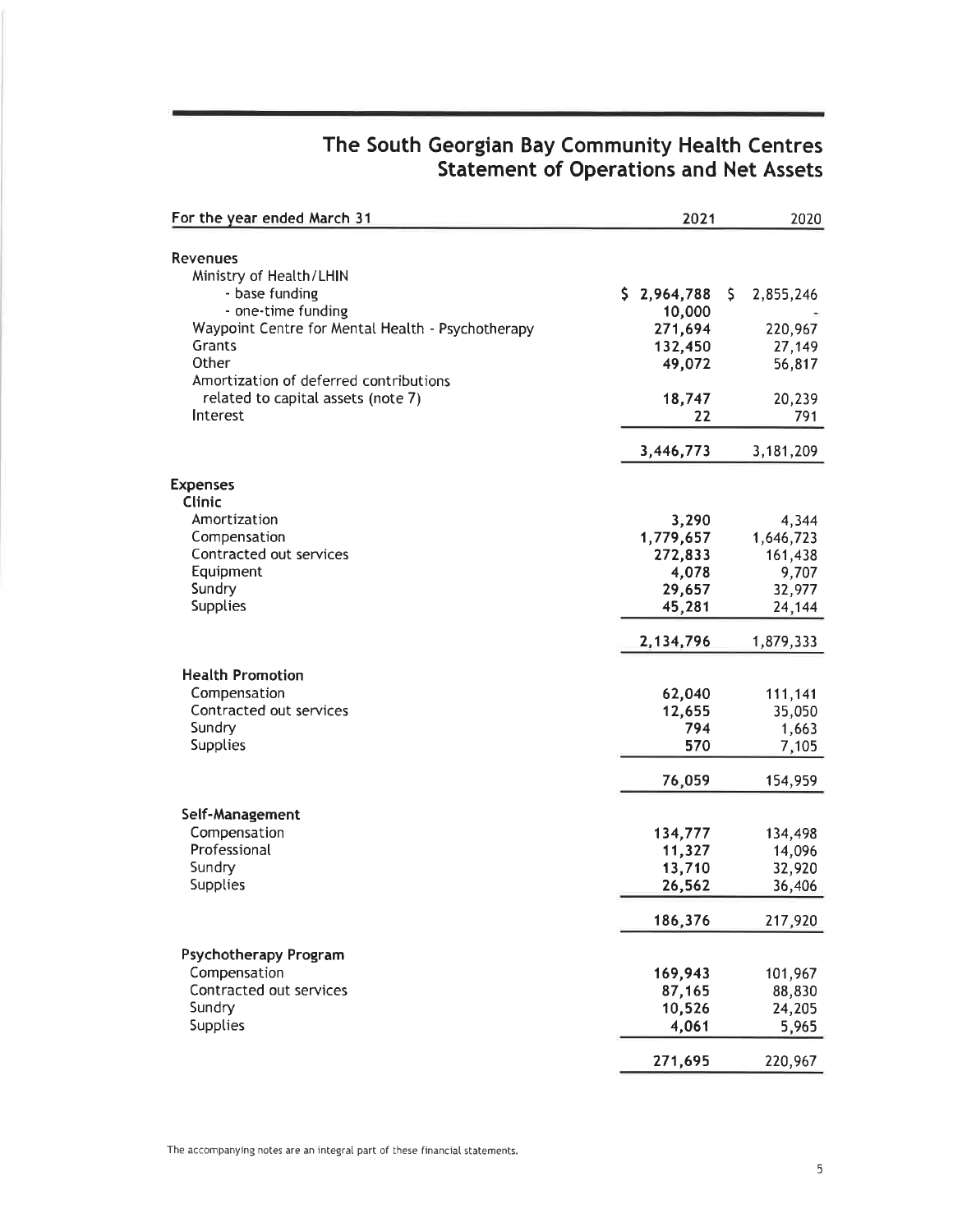# The South Georgian Bay Community Health Centres
## Statement of Operations and Net Assets

| For the year ended March 31 | 2021 | 2020 |
|---|---|---|
| **Revenues** | | |
| Ministry of Health/LHIN | | |
| - base funding | $ 2,964,788 | $ 2,855,246 |
| - one-time funding | 10,000 | - |
| Waypoint Centre for Mental Health - Psychotherapy | 271,694 | 220,967 |
| Grants | 132,450 | 27,149 |
| Other | 49,072 | 56,817 |
| Amortization of deferred contributions related to capital assets (note 7) | 18,747 | 20,239 |
| Interest | 22 | 791 |
| | 3,446,773 | 3,181,209 |
| **Expenses** | | |
| **Clinic** | | |
| Amortization | 3,290 | 4,344 |
| Compensation | 1,779,657 | 1,646,723 |
| Contracted out services | 272,833 | 161,438 |
| Equipment | 4,078 | 9,707 |
| Sundry | 29,657 | 32,977 |
| Supplies | 45,281 | 24,144 |
| | 2,134,796 | 1,879,333 |
| **Health Promotion** | | |
| Compensation | 62,040 | 111,141 |
| Contracted out services | 12,655 | 35,050 |
| Sundry | 794 | 1,663 |
| Supplies | 570 | 7,105 |
| | 76,059 | 154,959 |
| **Self-Management** | | |
| Compensation | 134,777 | 134,498 |
| Professional | 11,327 | 14,096 |
| Sundry | 13,710 | 32,920 |
| Supplies | 26,562 | 36,406 |
| | 186,376 | 217,920 |
| **Psychotherapy Program** | | |
| Compensation | 169,943 | 101,967 |
| Contracted out services | 87,165 | 88,830 |
| Sundry | 10,526 | 24,205 |
| Supplies | 4,061 | 5,965 |
| | 271,695 | 220,967 |

The accompanying notes are an integral part of these financial statements.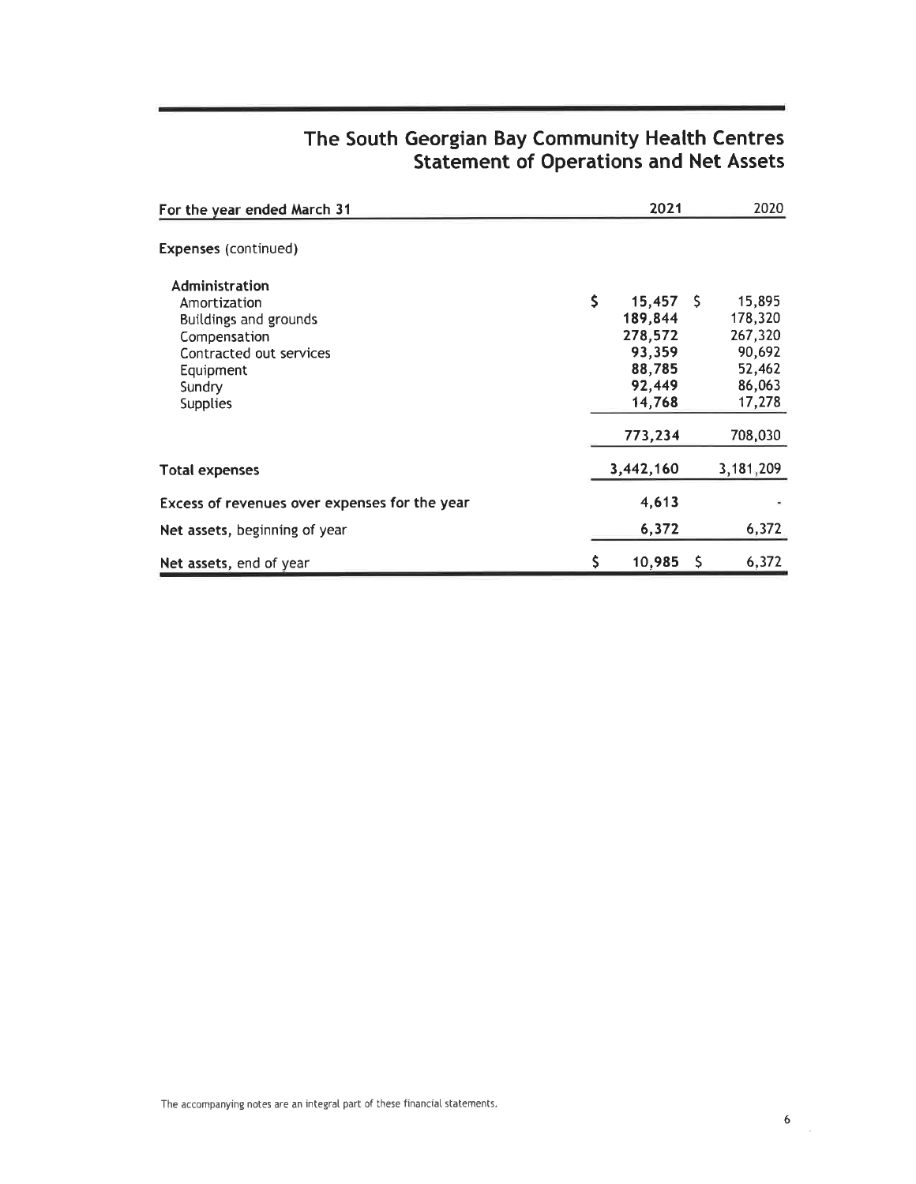# The South Georgian Bay Community Health Centres
## Statement of Operations and Net Assets

| For the year ended March 31 | 2021 | 2020 |
|---|---|---|
| **Expenses** (continued) | | |
| **Administration** | | |
| Amortization | $ 15,457 | $ 15,895 |
| Buildings and grounds | 189,844 | 178,320 |
| Compensation | 278,572 | 267,320 |
| Contracted out services | 93,359 | 90,692 |
| Equipment | 88,785 | 52,462 |
| Sundry | 92,449 | 86,063 |
| Supplies | 14,768 | 17,278 |
| | 773,234 | 708,030 |
| **Total expenses** | 3,442,160 | 3,181,209 |
| **Excess of revenues over expenses for the year** | 4,613 | - |
| **Net assets**, beginning of year | 6,372 | 6,372 |
| **Net assets**, end of year | $ 10,985 | $ 6,372 |

The accompanying notes are an integral part of these financial statements.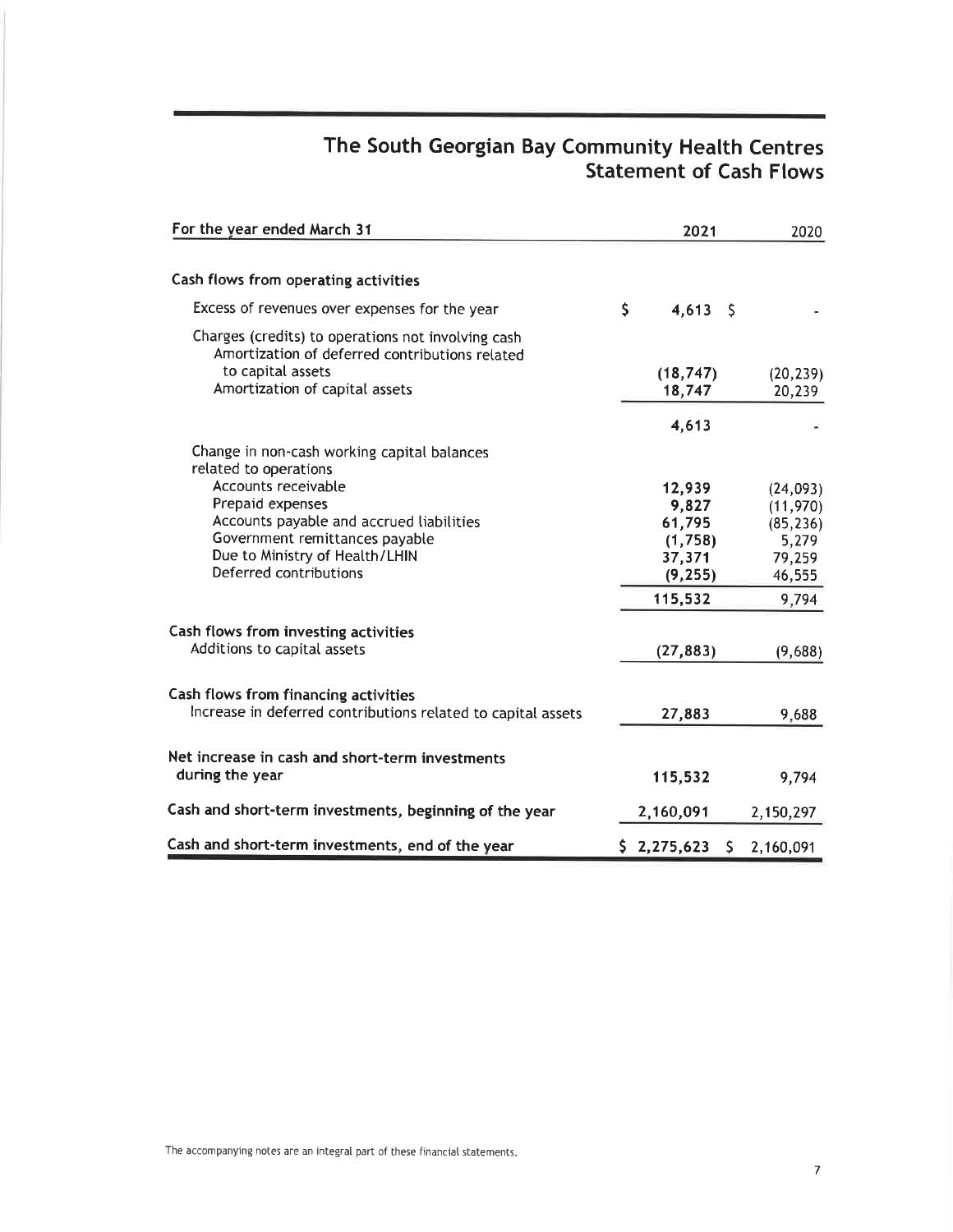# The South Georgian Bay Community Health Centres
## Statement of Cash Flows

| For the year ended March 31 | 2021 | 2020 |
|---|---|---|
| **Cash flows from operating activities** | | |
| Excess of revenues over expenses for the year | $ 4,613 | $ - |
| Charges (credits) to operations not involving cash | | |
| Amortization of deferred contributions related to capital assets | (18,747) | (20,239) |
| Amortization of capital assets | 18,747 | 20,239 |
| | 4,613 | - |
| Change in non-cash working capital balances related to operations | | |
| Accounts receivable | 12,939 | (24,093) |
| Prepaid expenses | 9,827 | (11,970) |
| Accounts payable and accrued liabilities | 61,795 | (85,236) |
| Government remittances payable | (1,758) | 5,279 |
| Due to Ministry of Health/LHIN | 37,371 | 79,259 |
| Deferred contributions | (9,255) | 46,555 |
| | 115,532 | 9,794 |
| **Cash flows from investing activities** | | |
| Additions to capital assets | (27,883) | (9,688) |
| **Cash flows from financing activities** | | |
| Increase in deferred contributions related to capital assets | 27,883 | 9,688 |
| **Net increase in cash and short-term investments during the year** | 115,532 | 9,794 |
| **Cash and short-term investments, beginning of the year** | 2,160,091 | 2,150,297 |
| **Cash and short-term investments, end of the year** | $ 2,275,623 | $ 2,160,091 |

The accompanying notes are an integral part of these financial statements.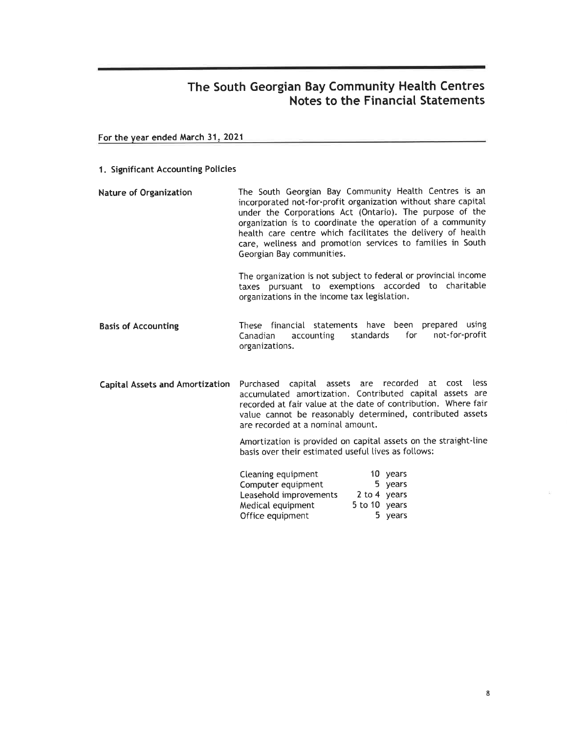# The South Georgian Bay Community Health Centres
## Notes to the Financial Statements

**For the year ended March 31, 2021**

### 1. Significant Accounting Policies

**Nature of Organization**

The South Georgian Bay Community Health Centres is an incorporated not-for-profit organization without share capital under the Corporations Act (Ontario). The purpose of the organization is to coordinate the operation of a community health care centre which facilitates the delivery of health care, wellness and promotion services to families in South Georgian Bay communities.

The organization is not subject to federal or provincial income taxes pursuant to exemptions accorded to charitable organizations in the income tax legislation.

**Basis of Accounting**

These financial statements have been prepared using Canadian accounting standards for not-for-profit organizations.

**Capital Assets and Amortization**

Purchased capital assets are recorded at cost less accumulated amortization. Contributed capital assets are recorded at fair value at the date of contribution. Where fair value cannot be reasonably determined, contributed assets are recorded at a nominal amount.

Amortization is provided on capital assets on the straight-line basis over their estimated useful lives as follows:

| | |
|---|---|
| Cleaning equipment | 10 years |
| Computer equipment | 5 years |
| Leasehold improvements | 2 to 4 years |
| Medical equipment | 5 to 10 years |
| Office equipment | 5 years |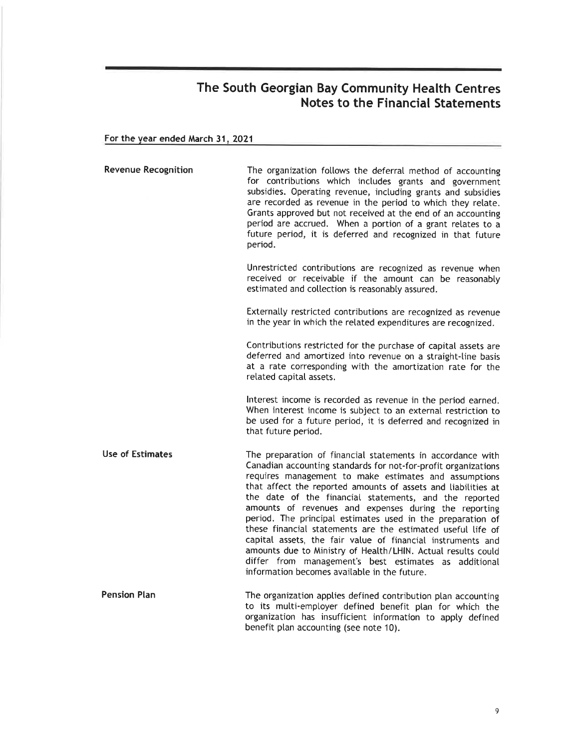# The South Georgian Bay Community Health Centres
## Notes to the Financial Statements

**For the year ended March 31, 2021**

**Revenue Recognition**

The organization follows the deferral method of accounting for contributions which includes grants and government subsidies. Operating revenue, including grants and subsidies are recorded as revenue in the period to which they relate. Grants approved but not received at the end of an accounting period are accrued. When a portion of a grant relates to a future period, it is deferred and recognized in that future period.

Unrestricted contributions are recognized as revenue when received or receivable if the amount can be reasonably estimated and collection is reasonably assured.

Externally restricted contributions are recognized as revenue in the year in which the related expenditures are recognized.

Contributions restricted for the purchase of capital assets are deferred and amortized into revenue on a straight-line basis at a rate corresponding with the amortization rate for the related capital assets.

Interest income is recorded as revenue in the period earned. When interest income is subject to an external restriction to be used for a future period, it is deferred and recognized in that future period.

**Use of Estimates**

The preparation of financial statements in accordance with Canadian accounting standards for not-for-profit organizations requires management to make estimates and assumptions that affect the reported amounts of assets and liabilities at the date of the financial statements, and the reported amounts of revenues and expenses during the reporting period. The principal estimates used in the preparation of these financial statements are the estimated useful life of capital assets, the fair value of financial instruments and amounts due to Ministry of Health/LHIN. Actual results could differ from management's best estimates as additional information becomes available in the future.

**Pension Plan**

The organization applies defined contribution plan accounting to its multi-employer defined benefit plan for which the organization has insufficient information to apply defined benefit plan accounting (see note 10).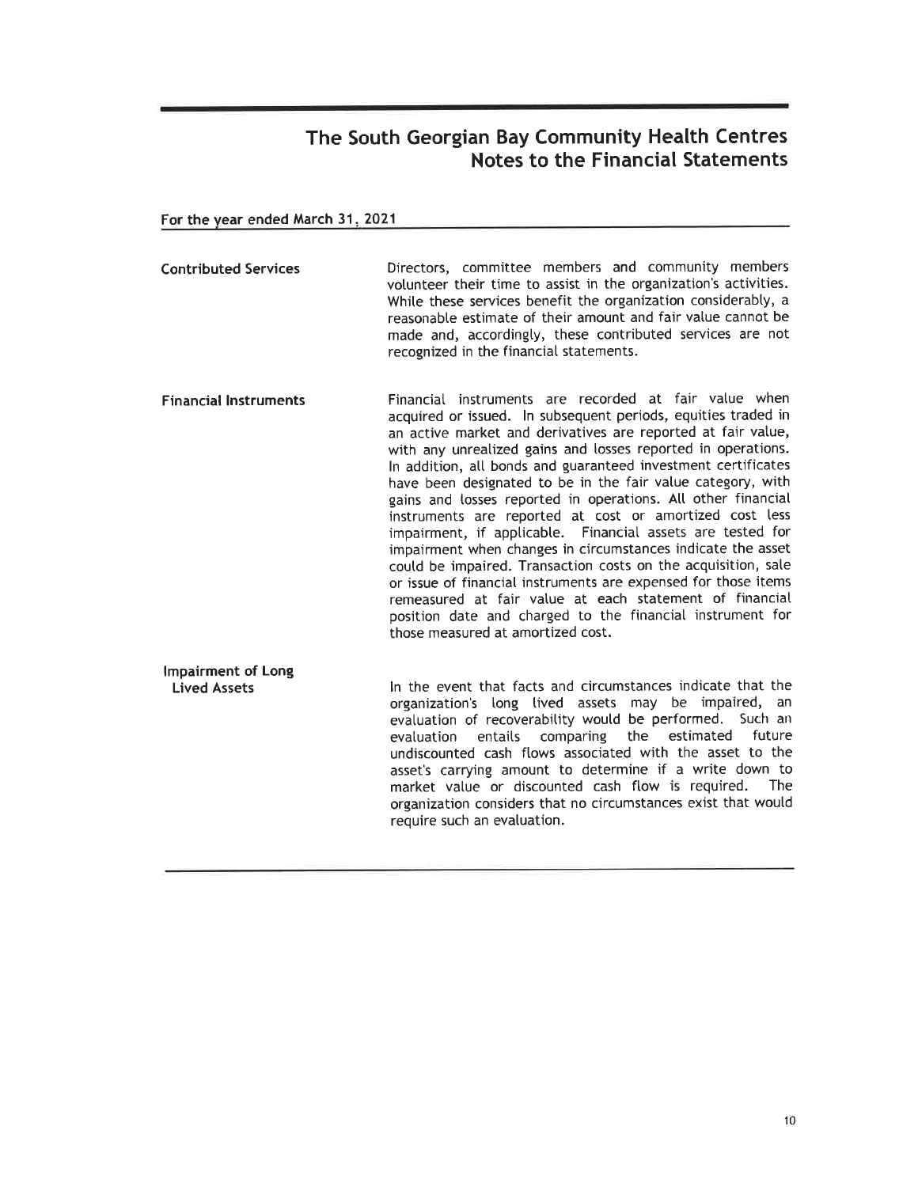# The South Georgian Bay Community Health Centres
## Notes to the Financial Statements

**For the year ended March 31, 2021**

**Contributed Services**

Directors, committee members and community members volunteer their time to assist in the organization's activities. While these services benefit the organization considerably, a reasonable estimate of their amount and fair value cannot be made and, accordingly, these contributed services are not recognized in the financial statements.

**Financial Instruments**

Financial instruments are recorded at fair value when acquired or issued. In subsequent periods, equities traded in an active market and derivatives are reported at fair value, with any unrealized gains and losses reported in operations. In addition, all bonds and guaranteed investment certificates have been designated to be in the fair value category, with gains and losses reported in operations. All other financial instruments are reported at cost or amortized cost less impairment, if applicable. Financial assets are tested for impairment when changes in circumstances indicate the asset could be impaired. Transaction costs on the acquisition, sale or issue of financial instruments are expensed for those items remeasured at fair value at each statement of financial position date and charged to the financial instrument for those measured at amortized cost.

**Impairment of Long Lived Assets**

In the event that facts and circumstances indicate that the organization's long lived assets may be impaired, an evaluation of recoverability would be performed. Such an evaluation entails comparing the estimated future undiscounted cash flows associated with the asset to the asset's carrying amount to determine if a write down to market value or discounted cash flow is required. The organization considers that no circumstances exist that would require such an evaluation.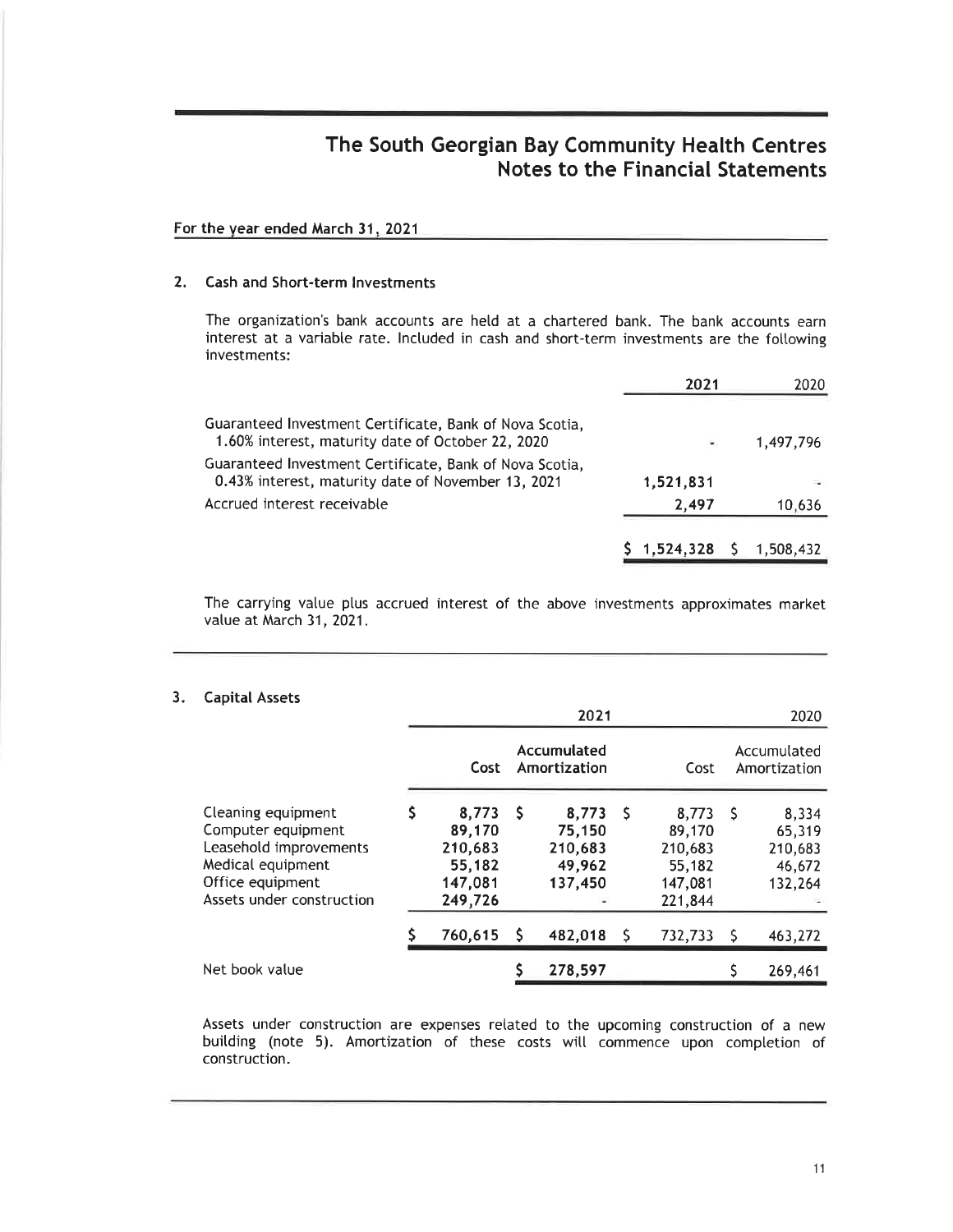# The South Georgian Bay Community Health Centres
## Notes to the Financial Statements

**For the year ended March 31, 2021**

### 2. Cash and Short-term Investments

The organization's bank accounts are held at a chartered bank. The bank accounts earn interest at a variable rate. Included in cash and short-term investments are the following investments:

| | 2021 | 2020 |
|---|---|---|
| Guaranteed Investment Certificate, Bank of Nova Scotia, 1.60% interest, maturity date of October 22, 2020 | - | 1,497,796 |
| Guaranteed Investment Certificate, Bank of Nova Scotia, 0.43% interest, maturity date of November 13, 2021 | 1,521,831 | - |
| Accrued interest receivable | 2,497 | 10,636 |
| | $ 1,524,328 | $ 1,508,432 |

The carrying value plus accrued interest of the above investments approximates market value at March 31, 2021.

### 3. Capital Assets

| | 2021 | | 2020 | |
|---|---|---|---|---|
| | Cost | Accumulated Amortization | Cost | Accumulated Amortization |
| Cleaning equipment | $ 8,773 | $ 8,773 | $ 8,773 | $ 8,334 |
| Computer equipment | 89,170 | 75,150 | 89,170 | 65,319 |
| Leasehold improvements | 210,683 | 210,683 | 210,683 | 210,683 |
| Medical equipment | 55,182 | 49,962 | 55,182 | 46,672 |
| Office equipment | 147,081 | 137,450 | 147,081 | 132,264 |
| Assets under construction | 249,726 | - | 221,844 | - |
| | $ 760,615 | $ 482,018 | $ 732,733 | $ 463,272 |
| Net book value | | $ 278,597 | | $ 269,461 |

Assets under construction are expenses related to the upcoming construction of a new building (note 5). Amortization of these costs will commence upon completion of construction.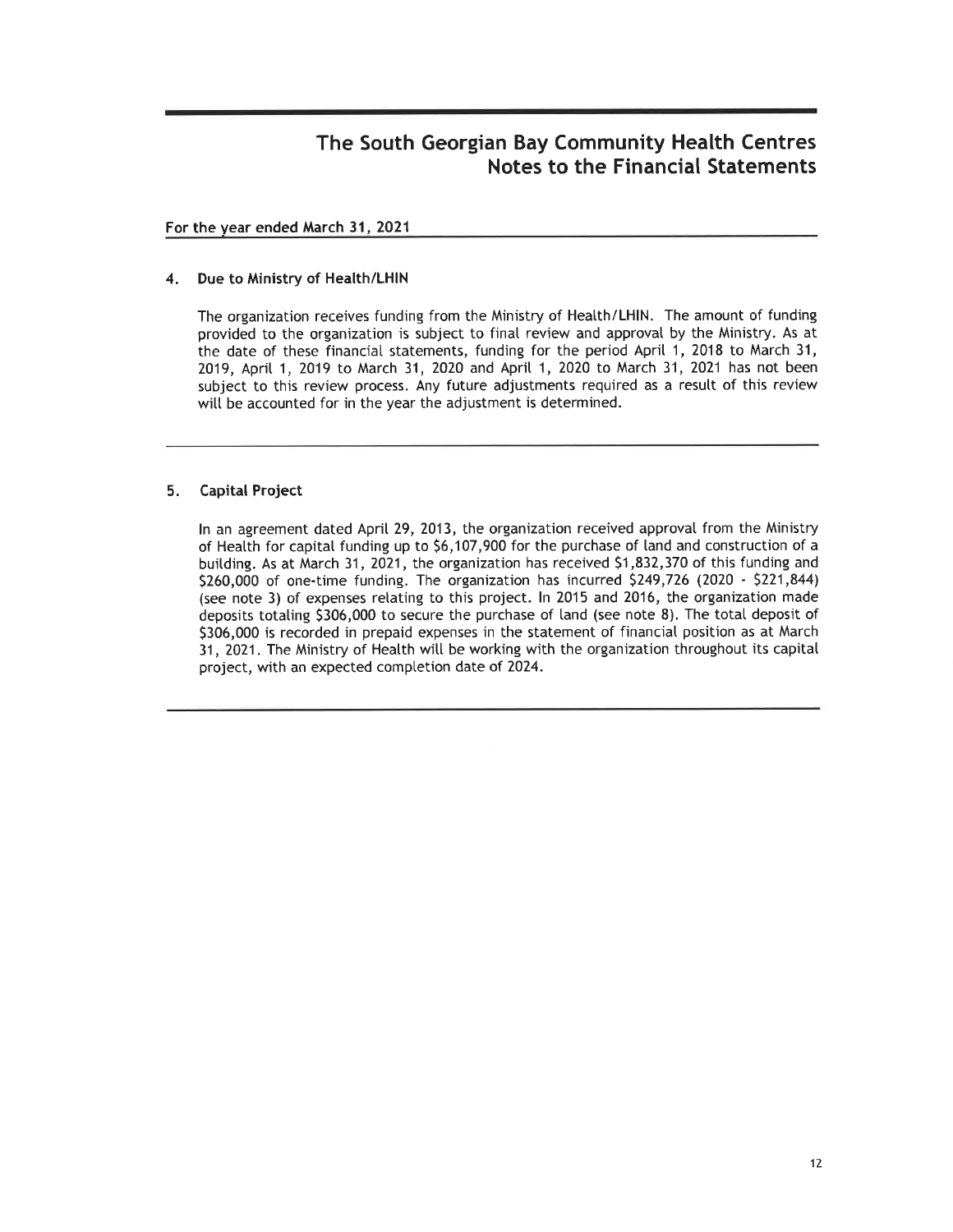# The South Georgian Bay Community Health Centres
## Notes to the Financial Statements

**For the year ended March 31, 2021**

### 4. Due to Ministry of Health/LHIN

The organization receives funding from the Ministry of Health/LHIN. The amount of funding provided to the organization is subject to final review and approval by the Ministry. As at the date of these financial statements, funding for the period April 1, 2018 to March 31, 2019, April 1, 2019 to March 31, 2020 and April 1, 2020 to March 31, 2021 has not been subject to this review process. Any future adjustments required as a result of this review will be accounted for in the year the adjustment is determined.

---

### 5. Capital Project

In an agreement dated April 29, 2013, the organization received approval from the Ministry of Health for capital funding up to $6,107,900 for the purchase of land and construction of a building. As at March 31, 2021, the organization has received $1,832,370 of this funding and $260,000 of one-time funding. The organization has incurred $249,726 (2020 - $221,844) (see note 3) of expenses relating to this project. In 2015 and 2016, the organization made deposits totaling $306,000 to secure the purchase of land (see note 8). The total deposit of $306,000 is recorded in prepaid expenses in the statement of financial position as at March 31, 2021. The Ministry of Health will be working with the organization throughout its capital project, with an expected completion date of 2024.

---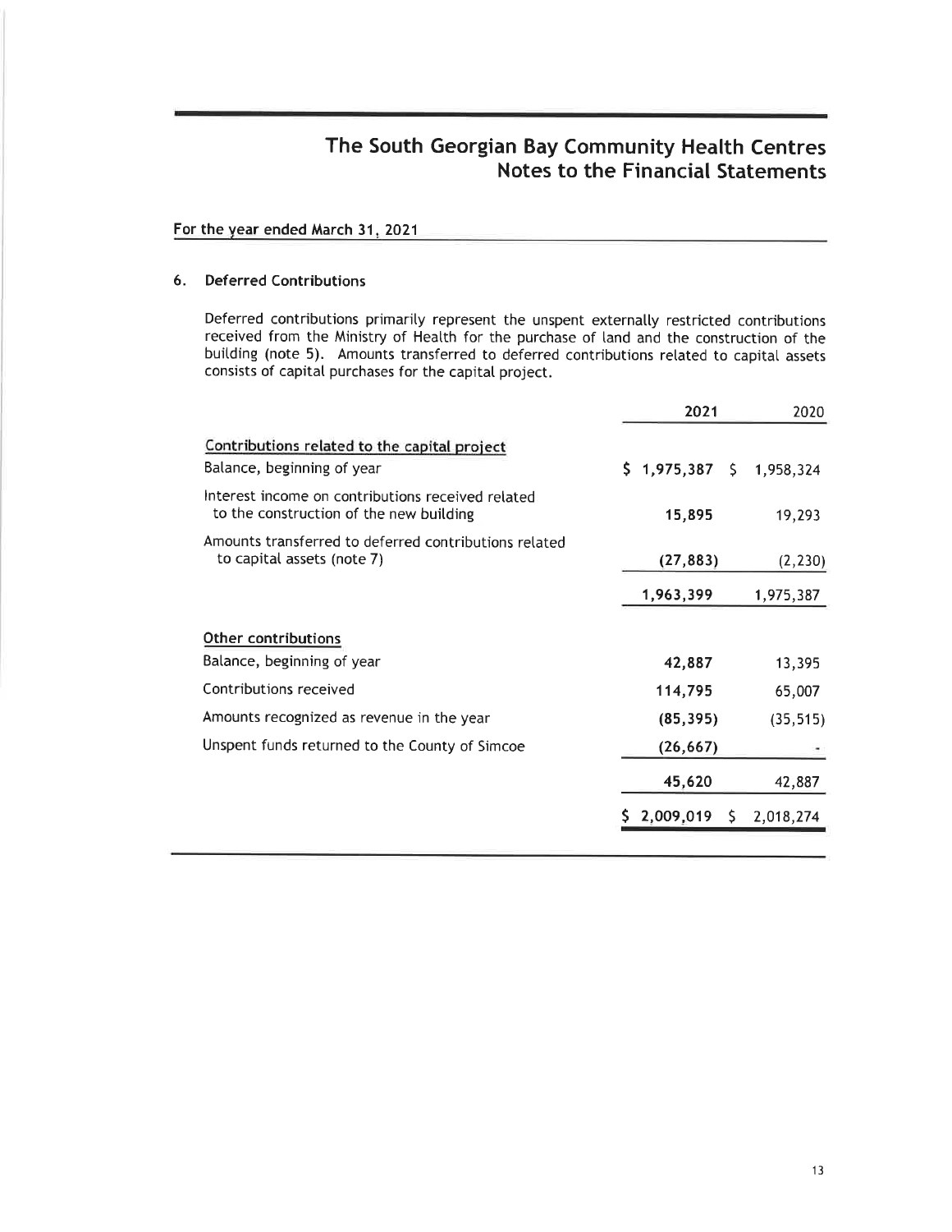# The South Georgian Bay Community Health Centres
## Notes to the Financial Statements

**For the year ended March 31, 2021**

### 6. Deferred Contributions

Deferred contributions primarily represent the unspent externally restricted contributions received from the Ministry of Health for the purchase of land and the construction of the building (note 5). Amounts transferred to deferred contributions related to capital assets consists of capital purchases for the capital project.

| | 2021 | 2020 |
|---|---|---|
| Contributions related to the capital project | | |
| Balance, beginning of year | $ 1,975,387 | $ 1,958,324 |
| Interest income on contributions received related to the construction of the new building | 15,895 | 19,293 |
| Amounts transferred to deferred contributions related to capital assets (note 7) | (27,883) | (2,230) |
| | 1,963,399 | 1,975,387 |
| Other contributions | | |
| Balance, beginning of year | 42,887 | 13,395 |
| Contributions received | 114,795 | 65,007 |
| Amounts recognized as revenue in the year | (85,395) | (35,515) |
| Unspent funds returned to the County of Simcoe | (26,667) | - |
| | 45,620 | 42,887 |
| | $ 2,009,019 | $ 2,018,274 |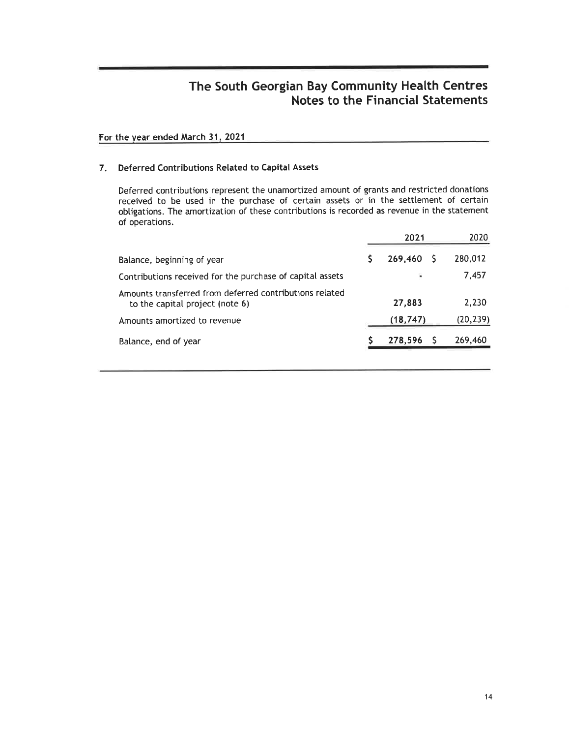# The South Georgian Bay Community Health Centres
## Notes to the Financial Statements

**For the year ended March 31, 2021**

### 7. Deferred Contributions Related to Capital Assets

Deferred contributions represent the unamortized amount of grants and restricted donations received to be used in the purchase of certain assets or in the settlement of certain obligations. The amortization of these contributions is recorded as revenue in the statement of operations.

| | 2021 | 2020 |
|---|---|---|
| Balance, beginning of year | $ **269,460** | $ 280,012 |
| Contributions received for the purchase of capital assets | - | 7,457 |
| Amounts transferred from deferred contributions related to the capital project (note 6) | **27,883** | 2,230 |
| Amounts amortized to revenue | **(18,747)** | (20,239) |
| Balance, end of year | $ **278,596** | $ 269,460 |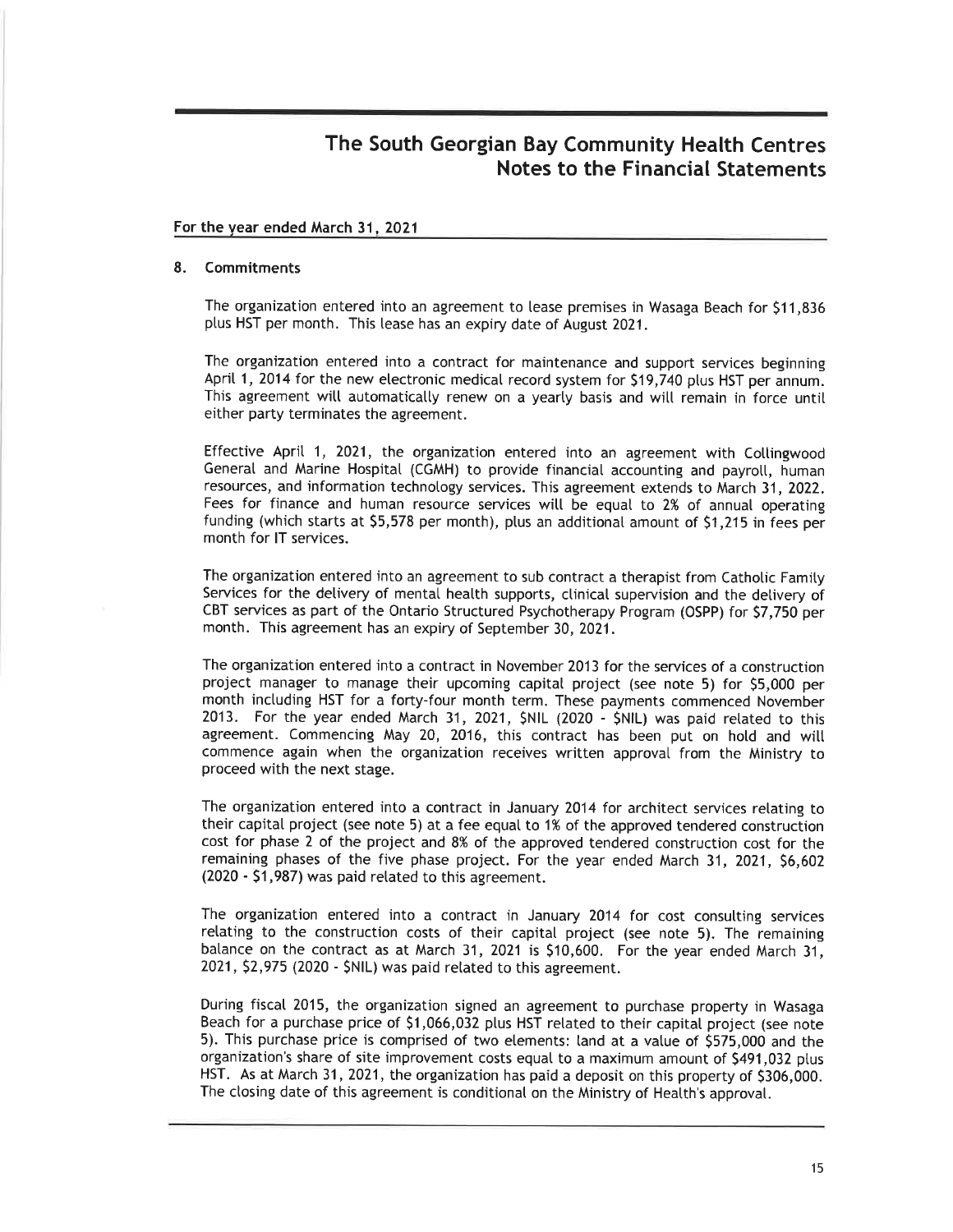# The South Georgian Bay Community Health Centres
## Notes to the Financial Statements

For the year ended March 31, 2021

### 8. Commitments

The organization entered into an agreement to lease premises in Wasaga Beach for $11,836 plus HST per month. This lease has an expiry date of August 2021.

The organization entered into a contract for maintenance and support services beginning April 1, 2014 for the new electronic medical record system for $19,740 plus HST per annum. This agreement will automatically renew on a yearly basis and will remain in force until either party terminates the agreement.

Effective April 1, 2021, the organization entered into an agreement with Collingwood General and Marine Hospital (CGMH) to provide financial accounting and payroll, human resources, and information technology services. This agreement extends to March 31, 2022. Fees for finance and human resource services will be equal to 2% of annual operating funding (which starts at $5,578 per month), plus an additional amount of $1,215 in fees per month for IT services.

The organization entered into an agreement to sub contract a therapist from Catholic Family Services for the delivery of mental health supports, clinical supervision and the delivery of CBT services as part of the Ontario Structured Psychotherapy Program (OSPP) for $7,750 per month. This agreement has an expiry of September 30, 2021.

The organization entered into a contract in November 2013 for the services of a construction project manager to manage their upcoming capital project (see note 5) for $5,000 per month including HST for a forty-four month term. These payments commenced November 2013. For the year ended March 31, 2021, $NIL (2020 - $NIL) was paid related to this agreement. Commencing May 20, 2016, this contract has been put on hold and will commence again when the organization receives written approval from the Ministry to proceed with the next stage.

The organization entered into a contract in January 2014 for architect services relating to their capital project (see note 5) at a fee equal to 1% of the approved tendered construction cost for phase 2 of the project and 8% of the approved tendered construction cost for the remaining phases of the five phase project. For the year ended March 31, 2021, $6,602 (2020 - $1,987) was paid related to this agreement.

The organization entered into a contract in January 2014 for cost consulting services relating to the construction costs of their capital project (see note 5). The remaining balance on the contract as at March 31, 2021 is $10,600. For the year ended March 31, 2021, $2,975 (2020 - $NIL) was paid related to this agreement.

During fiscal 2015, the organization signed an agreement to purchase property in Wasaga Beach for a purchase price of $1,066,032 plus HST related to their capital project (see note 5). This purchase price is comprised of two elements: land at a value of $575,000 and the organization's share of site improvement costs equal to a maximum amount of $491,032 plus HST. As at March 31, 2021, the organization has paid a deposit on this property of $306,000. The closing date of this agreement is conditional on the Ministry of Health's approval.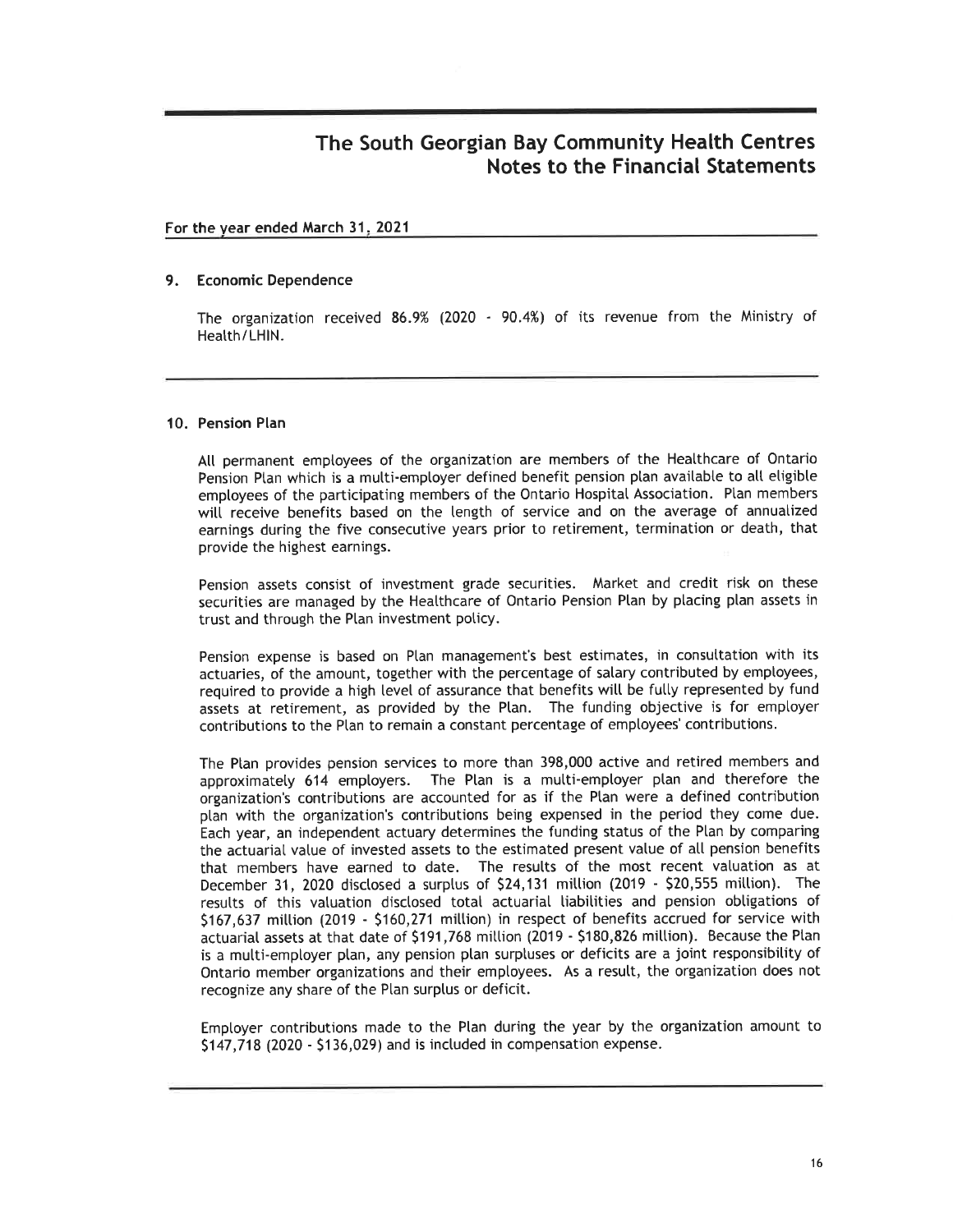# The South Georgian Bay Community Health Centres
## Notes to the Financial Statements

**For the year ended March 31, 2021**

### 9. Economic Dependence

The organization received 86.9% (2020 - 90.4%) of its revenue from the Ministry of Health/LHIN.

### 10. Pension Plan

All permanent employees of the organization are members of the Healthcare of Ontario Pension Plan which is a multi-employer defined benefit pension plan available to all eligible employees of the participating members of the Ontario Hospital Association. Plan members will receive benefits based on the length of service and on the average of annualized earnings during the five consecutive years prior to retirement, termination or death, that provide the highest earnings.

Pension assets consist of investment grade securities. Market and credit risk on these securities are managed by the Healthcare of Ontario Pension Plan by placing plan assets in trust and through the Plan investment policy.

Pension expense is based on Plan management's best estimates, in consultation with its actuaries, of the amount, together with the percentage of salary contributed by employees, required to provide a high level of assurance that benefits will be fully represented by fund assets at retirement, as provided by the Plan. The funding objective is for employer contributions to the Plan to remain a constant percentage of employees' contributions.

The Plan provides pension services to more than 398,000 active and retired members and approximately 614 employers. The Plan is a multi-employer plan and therefore the organization's contributions are accounted for as if the Plan were a defined contribution plan with the organization's contributions being expensed in the period they come due. Each year, an independent actuary determines the funding status of the Plan by comparing the actuarial value of invested assets to the estimated present value of all pension benefits that members have earned to date. The results of the most recent valuation as at December 31, 2020 disclosed a surplus of $24,131 million (2019 - $20,555 million). The results of this valuation disclosed total actuarial liabilities and pension obligations of $167,637 million (2019 - $160,271 million) in respect of benefits accrued for service with actuarial assets at that date of $191,768 million (2019 - $180,826 million). Because the Plan is a multi-employer plan, any pension plan surpluses or deficits are a joint responsibility of Ontario member organizations and their employees. As a result, the organization does not recognize any share of the Plan surplus or deficit.

Employer contributions made to the Plan during the year by the organization amount to $147,718 (2020 - $136,029) and is included in compensation expense.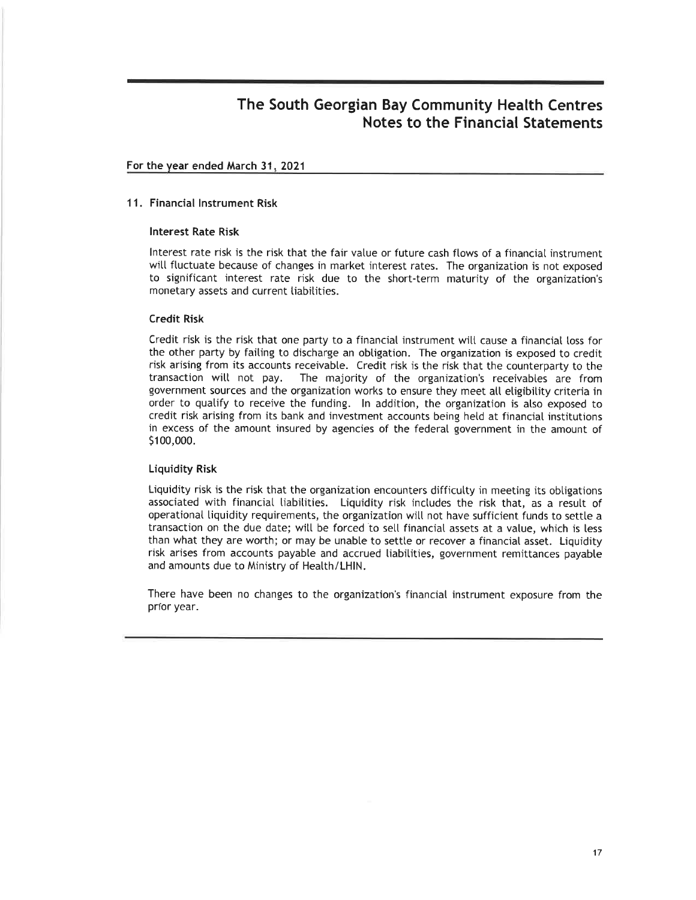# The South Georgian Bay Community Health Centres
## Notes to the Financial Statements

For the year ended March 31, 2021

### 11. Financial Instrument Risk

#### Interest Rate Risk

Interest rate risk is the risk that the fair value or future cash flows of a financial instrument will fluctuate because of changes in market interest rates. The organization is not exposed to significant interest rate risk due to the short-term maturity of the organization's monetary assets and current liabilities.

#### Credit Risk

Credit risk is the risk that one party to a financial instrument will cause a financial loss for the other party by failing to discharge an obligation. The organization is exposed to credit risk arising from its accounts receivable. Credit risk is the risk that the counterparty to the transaction will not pay. The majority of the organization's receivables are from government sources and the organization works to ensure they meet all eligibility criteria in order to qualify to receive the funding. In addition, the organization is also exposed to credit risk arising from its bank and investment accounts being held at financial institutions in excess of the amount insured by agencies of the federal government in the amount of $100,000.

#### Liquidity Risk

Liquidity risk is the risk that the organization encounters difficulty in meeting its obligations associated with financial liabilities. Liquidity risk includes the risk that, as a result of operational liquidity requirements, the organization will not have sufficient funds to settle a transaction on the due date; will be forced to sell financial assets at a value, which is less than what they are worth; or may be unable to settle or recover a financial asset. Liquidity risk arises from accounts payable and accrued liabilities, government remittances payable and amounts due to Ministry of Health/LHIN.

There have been no changes to the organization's financial instrument exposure from the prior year.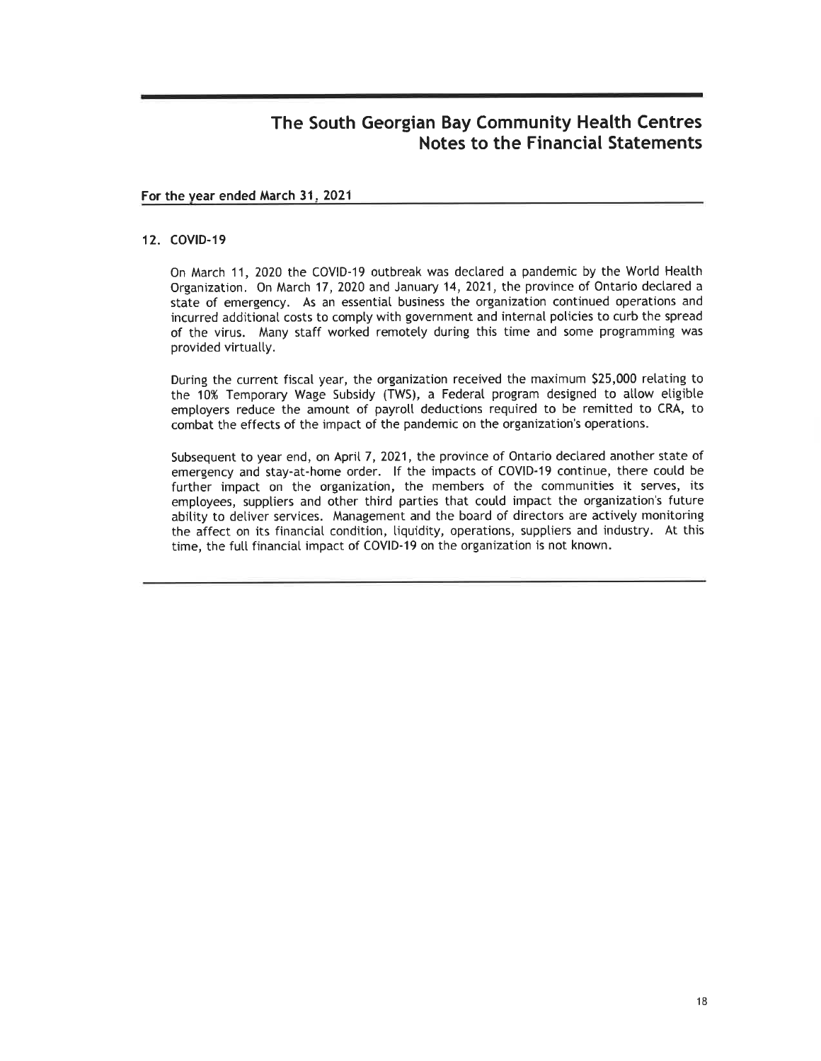# The South Georgian Bay Community Health Centres
## Notes to the Financial Statements

**For the year ended March 31, 2021**

### 12. COVID-19

On March 11, 2020 the COVID-19 outbreak was declared a pandemic by the World Health Organization. On March 17, 2020 and January 14, 2021, the province of Ontario declared a state of emergency. As an essential business the organization continued operations and incurred additional costs to comply with government and internal policies to curb the spread of the virus. Many staff worked remotely during this time and some programming was provided virtually.

During the current fiscal year, the organization received the maximum $25,000 relating to the 10% Temporary Wage Subsidy (TWS), a Federal program designed to allow eligible employers reduce the amount of payroll deductions required to be remitted to CRA, to combat the effects of the impact of the pandemic on the organization's operations.

Subsequent to year end, on April 7, 2021, the province of Ontario declared another state of emergency and stay-at-home order. If the impacts of COVID-19 continue, there could be further impact on the organization, the members of the communities it serves, its employees, suppliers and other third parties that could impact the organization's future ability to deliver services. Management and the board of directors are actively monitoring the affect on its financial condition, liquidity, operations, suppliers and industry. At this time, the full financial impact of COVID-19 on the organization is not known.